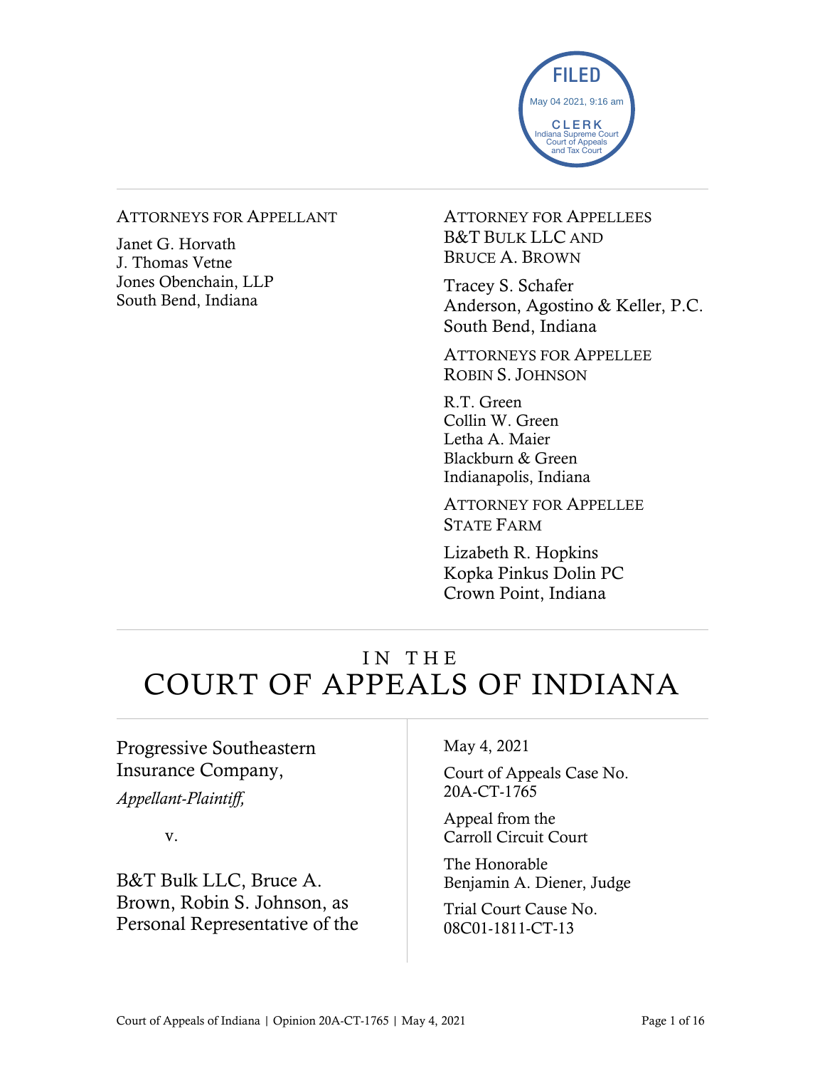FILED
May 04 2021, 9:16 am
CLERK
Indiana Supreme Court
Court of Appeals
and Tax Court

ATTORNEYS FOR APPELLANT

Janet G. Horvath
J. Thomas Vetne
Jones Obenchain, LLP
South Bend, Indiana

ATTORNEY FOR APPELLEES
B&T BULK LLC AND
BRUCE A. BROWN

Tracey S. Schafer
Anderson, Agostino & Keller, P.C.
South Bend, Indiana

ATTORNEYS FOR APPELLEE
ROBIN S. JOHNSON

R.T. Green
Collin W. Green
Letha A. Maier
Blackburn & Green
Indianapolis, Indiana

ATTORNEY FOR APPELLEE
STATE FARM

Lizabeth R. Hopkins
Kopka Pinkus Dolin PC
Crown Point, Indiana

# IN THE COURT OF APPEALS OF INDIANA

Progressive Southeastern Insurance Company,
*Appellant-Plaintiff,*

v.

B&T Bulk LLC, Bruce A. Brown, Robin S. Johnson, as Personal Representative of the

May 4, 2021

Court of Appeals Case No. 20A-CT-1765

Appeal from the Carroll Circuit Court

The Honorable Benjamin A. Diener, Judge

Trial Court Cause No. 08C01-1811-CT-13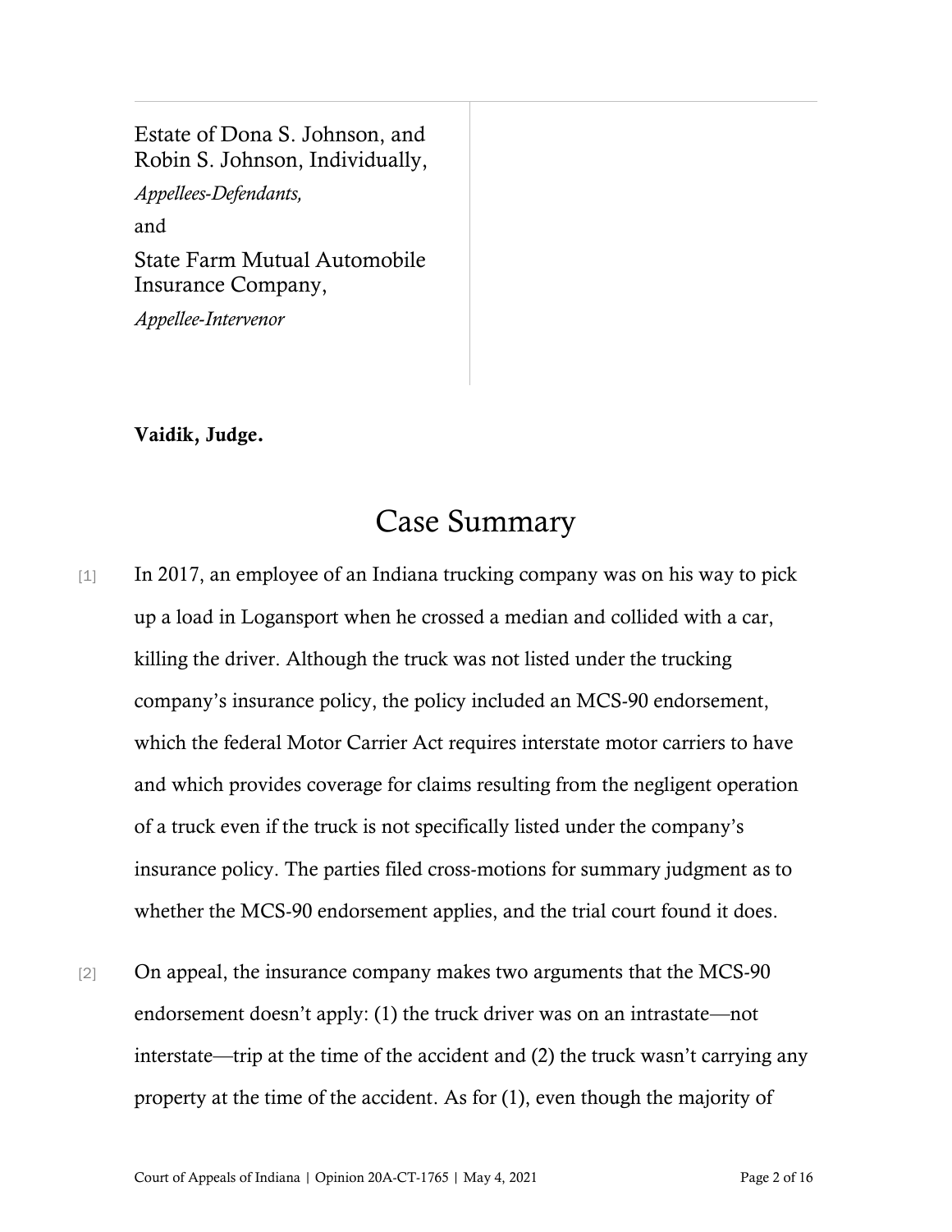Estate of Dona S. Johnson, and Robin S. Johnson, Individually,

*Appellees-Defendants,*

and

State Farm Mutual Automobile Insurance Company,

*Appellee-Intervenor*

**Vaidik, Judge.**

# Case Summary

[1] In 2017, an employee of an Indiana trucking company was on his way to pick up a load in Logansport when he crossed a median and collided with a car, killing the driver. Although the truck was not listed under the trucking company's insurance policy, the policy included an MCS-90 endorsement, which the federal Motor Carrier Act requires interstate motor carriers to have and which provides coverage for claims resulting from the negligent operation of a truck even if the truck is not specifically listed under the company's insurance policy. The parties filed cross-motions for summary judgment as to whether the MCS-90 endorsement applies, and the trial court found it does.

[2] On appeal, the insurance company makes two arguments that the MCS-90 endorsement doesn't apply: (1) the truck driver was on an intrastate—not interstate—trip at the time of the accident and (2) the truck wasn't carrying any property at the time of the accident. As for (1), even though the majority of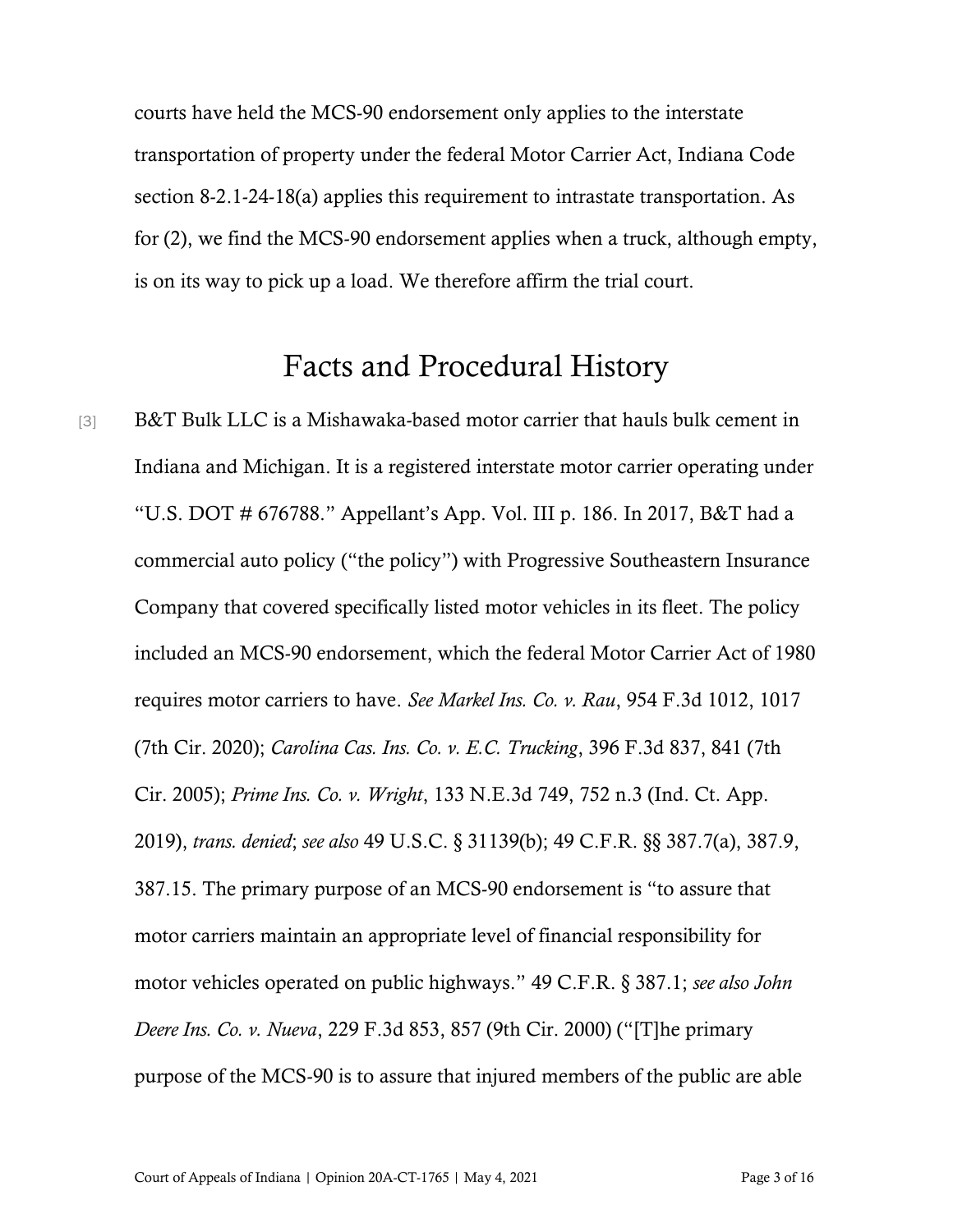courts have held the MCS-90 endorsement only applies to the interstate transportation of property under the federal Motor Carrier Act, Indiana Code section 8-2.1-24-18(a) applies this requirement to intrastate transportation. As for (2), we find the MCS-90 endorsement applies when a truck, although empty, is on its way to pick up a load. We therefore affirm the trial court.

## Facts and Procedural History

[3] B&T Bulk LLC is a Mishawaka-based motor carrier that hauls bulk cement in Indiana and Michigan. It is a registered interstate motor carrier operating under "U.S. DOT # 676788." Appellant's App. Vol. III p. 186. In 2017, B&T had a commercial auto policy ("the policy") with Progressive Southeastern Insurance Company that covered specifically listed motor vehicles in its fleet. The policy included an MCS-90 endorsement, which the federal Motor Carrier Act of 1980 requires motor carriers to have. *See Markel Ins. Co. v. Rau*, 954 F.3d 1012, 1017 (7th Cir. 2020); *Carolina Cas. Ins. Co. v. E.C. Trucking*, 396 F.3d 837, 841 (7th Cir. 2005); *Prime Ins. Co. v. Wright*, 133 N.E.3d 749, 752 n.3 (Ind. Ct. App. 2019), *trans. denied*; *see also* 49 U.S.C. § 31139(b); 49 C.F.R. §§ 387.7(a), 387.9, 387.15. The primary purpose of an MCS-90 endorsement is "to assure that motor carriers maintain an appropriate level of financial responsibility for motor vehicles operated on public highways." 49 C.F.R. § 387.1; *see also John Deere Ins. Co. v. Nueva*, 229 F.3d 853, 857 (9th Cir. 2000) ("[T]he primary purpose of the MCS-90 is to assure that injured members of the public are able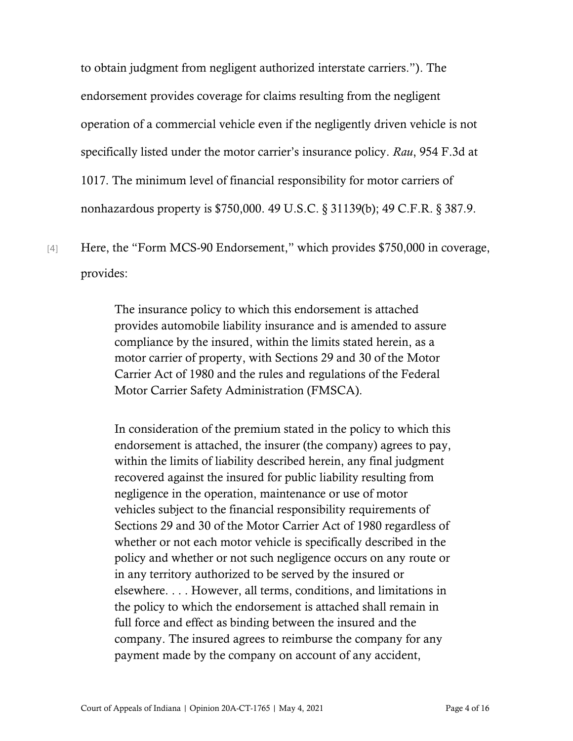to obtain judgment from negligent authorized interstate carriers."). The endorsement provides coverage for claims resulting from the negligent operation of a commercial vehicle even if the negligently driven vehicle is not specifically listed under the motor carrier's insurance policy. *Rau*, 954 F.3d at 1017. The minimum level of financial responsibility for motor carriers of nonhazardous property is $750,000. 49 U.S.C. § 31139(b); 49 C.F.R. § 387.9.

[4] Here, the "Form MCS-90 Endorsement," which provides $750,000 in coverage, provides:

> The insurance policy to which this endorsement is attached provides automobile liability insurance and is amended to assure compliance by the insured, within the limits stated herein, as a motor carrier of property, with Sections 29 and 30 of the Motor Carrier Act of 1980 and the rules and regulations of the Federal Motor Carrier Safety Administration (FMSCA).
>
> In consideration of the premium stated in the policy to which this endorsement is attached, the insurer (the company) agrees to pay, within the limits of liability described herein, any final judgment recovered against the insured for public liability resulting from negligence in the operation, maintenance or use of motor vehicles subject to the financial responsibility requirements of Sections 29 and 30 of the Motor Carrier Act of 1980 regardless of whether or not each motor vehicle is specifically described in the policy and whether or not such negligence occurs on any route or in any territory authorized to be served by the insured or elsewhere. . . . However, all terms, conditions, and limitations in the policy to which the endorsement is attached shall remain in full force and effect as binding between the insured and the company. The insured agrees to reimburse the company for any payment made by the company on account of any accident,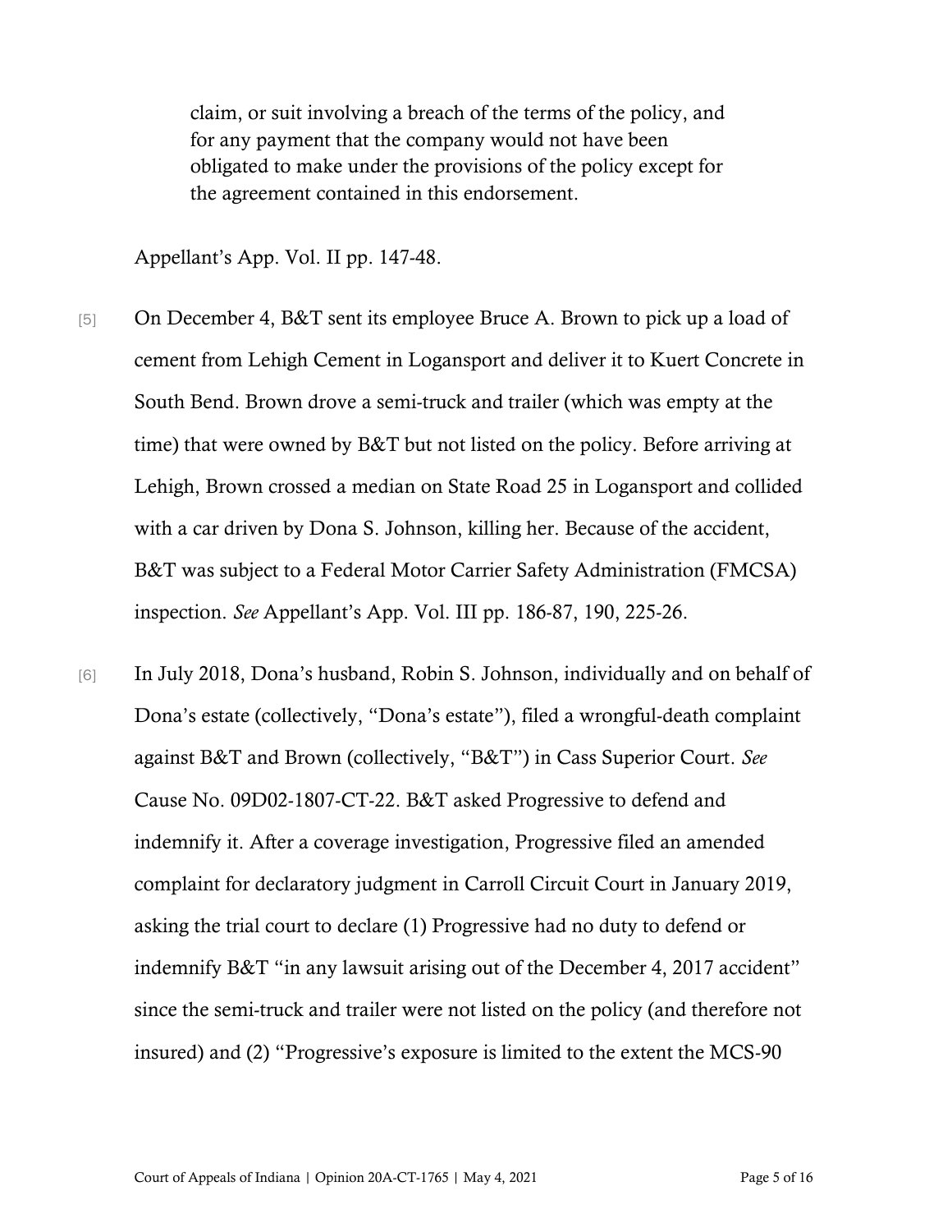> claim, or suit involving a breach of the terms of the policy, and for any payment that the company would not have been obligated to make under the provisions of the policy except for the agreement contained in this endorsement.

Appellant's App. Vol. II pp. 147-48.

[5] On December 4, B&T sent its employee Bruce A. Brown to pick up a load of cement from Lehigh Cement in Logansport and deliver it to Kuert Concrete in South Bend. Brown drove a semi-truck and trailer (which was empty at the time) that were owned by B&T but not listed on the policy. Before arriving at Lehigh, Brown crossed a median on State Road 25 in Logansport and collided with a car driven by Dona S. Johnson, killing her. Because of the accident, B&T was subject to a Federal Motor Carrier Safety Administration (FMCSA) inspection. *See* Appellant's App. Vol. III pp. 186-87, 190, 225-26.

[6] In July 2018, Dona's husband, Robin S. Johnson, individually and on behalf of Dona's estate (collectively, "Dona's estate"), filed a wrongful-death complaint against B&T and Brown (collectively, "B&T") in Cass Superior Court. *See* Cause No. 09D02-1807-CT-22. B&T asked Progressive to defend and indemnify it. After a coverage investigation, Progressive filed an amended complaint for declaratory judgment in Carroll Circuit Court in January 2019, asking the trial court to declare (1) Progressive had no duty to defend or indemnify B&T "in any lawsuit arising out of the December 4, 2017 accident" since the semi-truck and trailer were not listed on the policy (and therefore not insured) and (2) "Progressive's exposure is limited to the extent the MCS-90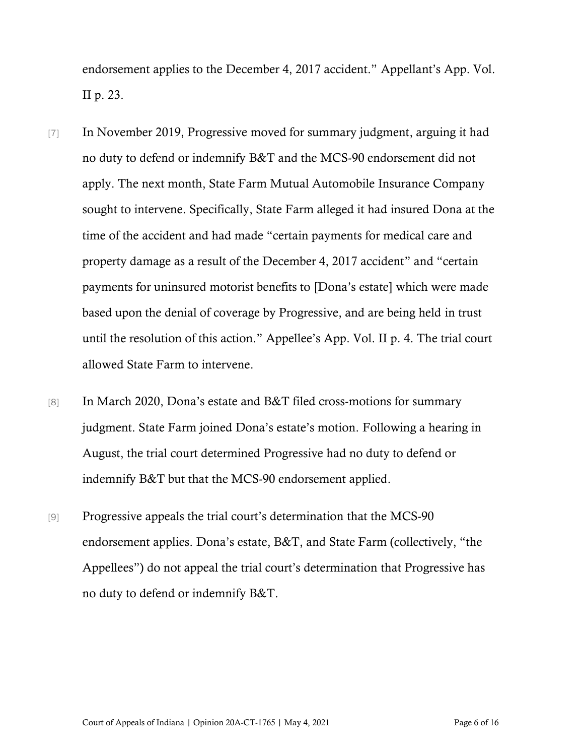endorsement applies to the December 4, 2017 accident." Appellant's App. Vol. II p. 23.

[7] In November 2019, Progressive moved for summary judgment, arguing it had no duty to defend or indemnify B&T and the MCS-90 endorsement did not apply. The next month, State Farm Mutual Automobile Insurance Company sought to intervene. Specifically, State Farm alleged it had insured Dona at the time of the accident and had made "certain payments for medical care and property damage as a result of the December 4, 2017 accident" and "certain payments for uninsured motorist benefits to [Dona's estate] which were made based upon the denial of coverage by Progressive, and are being held in trust until the resolution of this action." Appellee's App. Vol. II p. 4. The trial court allowed State Farm to intervene.

[8] In March 2020, Dona's estate and B&T filed cross-motions for summary judgment. State Farm joined Dona's estate's motion. Following a hearing in August, the trial court determined Progressive had no duty to defend or indemnify B&T but that the MCS-90 endorsement applied.

[9] Progressive appeals the trial court's determination that the MCS-90 endorsement applies. Dona's estate, B&T, and State Farm (collectively, "the Appellees") do not appeal the trial court's determination that Progressive has no duty to defend or indemnify B&T.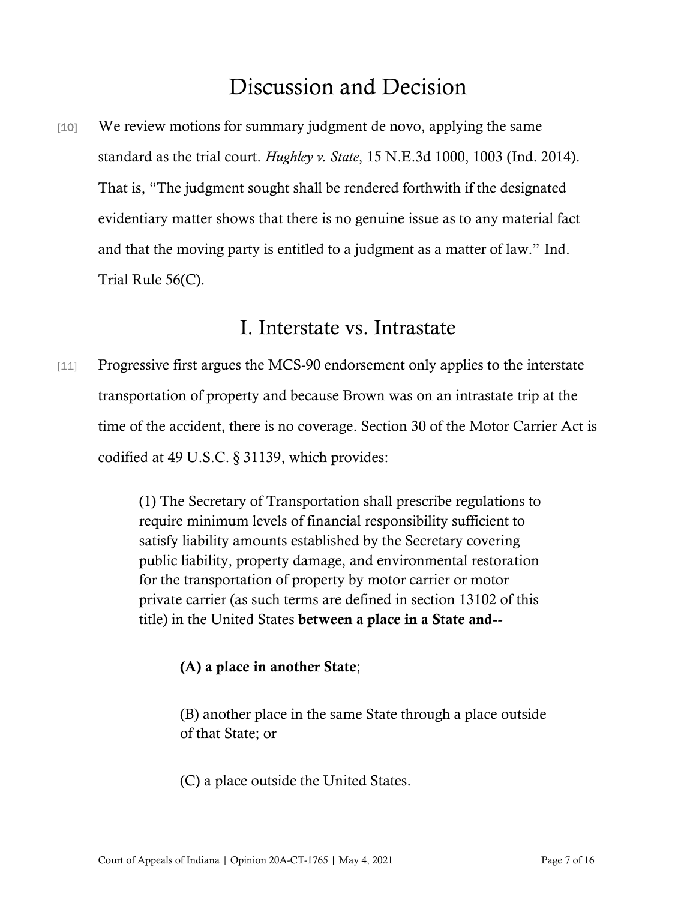## Discussion and Decision

[10] We review motions for summary judgment de novo, applying the same standard as the trial court. *Hughley v. State*, 15 N.E.3d 1000, 1003 (Ind. 2014). That is, "The judgment sought shall be rendered forthwith if the designated evidentiary matter shows that there is no genuine issue as to any material fact and that the moving party is entitled to a judgment as a matter of law." Ind. Trial Rule 56(C).

## I. Interstate vs. Intrastate

[11] Progressive first argues the MCS-90 endorsement only applies to the interstate transportation of property and because Brown was on an intrastate trip at the time of the accident, there is no coverage. Section 30 of the Motor Carrier Act is codified at 49 U.S.C. § 31139, which provides:

> (1) The Secretary of Transportation shall prescribe regulations to require minimum levels of financial responsibility sufficient to satisfy liability amounts established by the Secretary covering public liability, property damage, and environmental restoration for the transportation of property by motor carrier or motor private carrier (as such terms are defined in section 13102 of this title) in the United States **between a place in a State and--**
>
> > **(A) a place in another State**;
> >
> > (B) another place in the same State through a place outside of that State; or
> >
> > (C) a place outside the United States.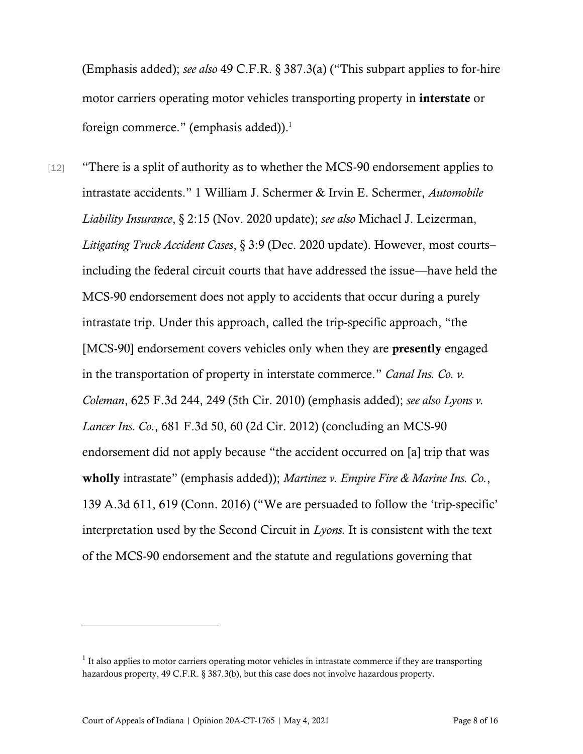(Emphasis added); *see also* 49 C.F.R. § 387.3(a) ("This subpart applies to for-hire motor carriers operating motor vehicles transporting property in **interstate** or foreign commerce." (emphasis added)).[1]

[12] "There is a split of authority as to whether the MCS-90 endorsement applies to intrastate accidents." 1 William J. Schermer & Irvin E. Schermer, *Automobile Liability Insurance*, § 2:15 (Nov. 2020 update); *see also* Michael J. Leizerman, *Litigating Truck Accident Cases*, § 3:9 (Dec. 2020 update). However, most courts–including the federal circuit courts that have addressed the issue—have held the MCS-90 endorsement does not apply to accidents that occur during a purely intrastate trip. Under this approach, called the trip-specific approach, "the [MCS-90] endorsement covers vehicles only when they are **presently** engaged in the transportation of property in interstate commerce." *Canal Ins. Co. v. Coleman*, 625 F.3d 244, 249 (5th Cir. 2010) (emphasis added); *see also Lyons v. Lancer Ins. Co.*, 681 F.3d 50, 60 (2d Cir. 2012) (concluding an MCS-90 endorsement did not apply because "the accident occurred on [a] trip that was **wholly** intrastate" (emphasis added)); *Martinez v. Empire Fire & Marine Ins. Co.*, 139 A.3d 611, 619 (Conn. 2016) ("We are persuaded to follow the 'trip-specific' interpretation used by the Second Circuit in *Lyons.* It is consistent with the text of the MCS-90 endorsement and the statute and regulations governing that

---

[1] It also applies to motor carriers operating motor vehicles in intrastate commerce if they are transporting hazardous property, 49 C.F.R. § 387.3(b), but this case does not involve hazardous property.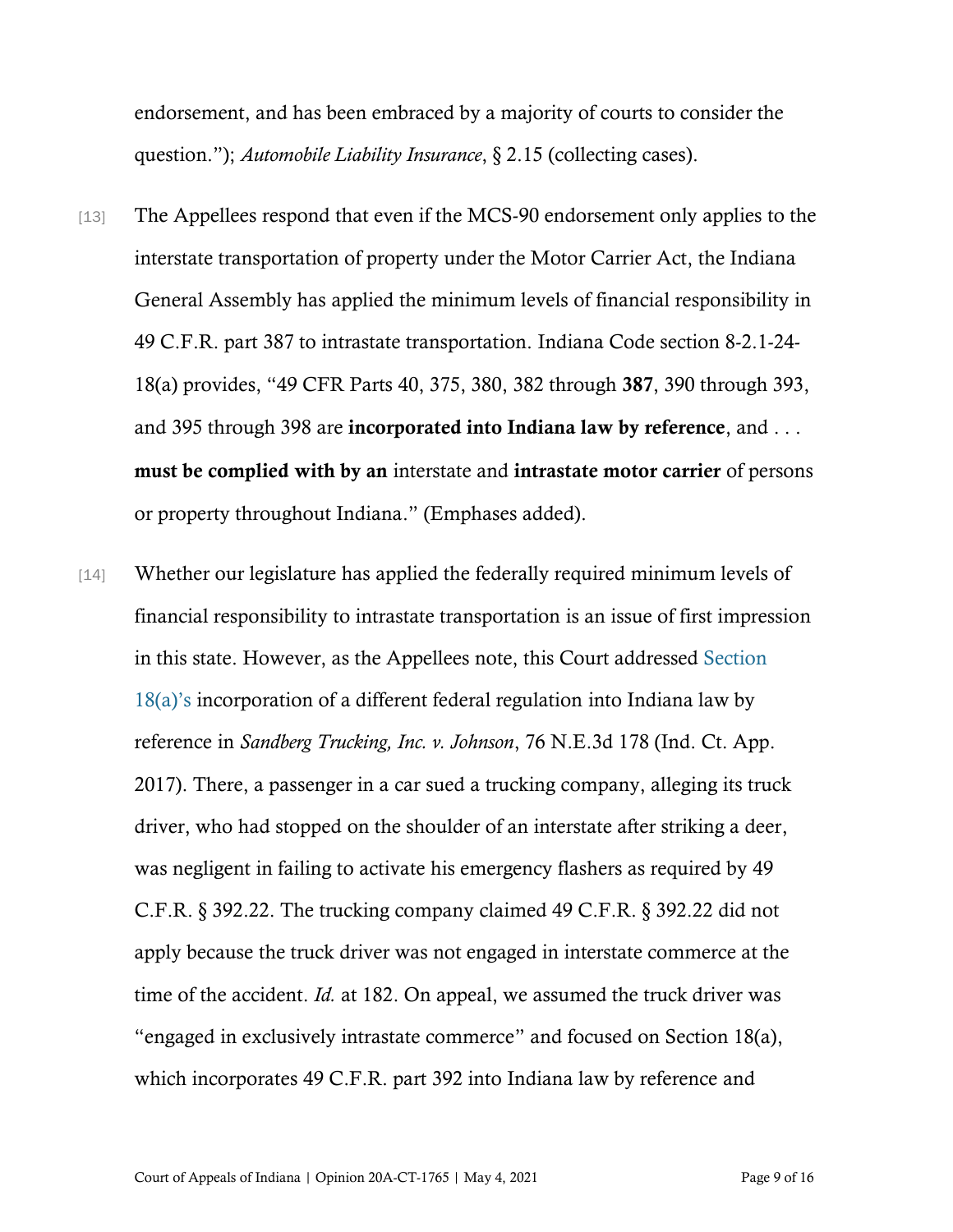endorsement, and has been embraced by a majority of courts to consider the question."); *Automobile Liability Insurance*, § 2.15 (collecting cases).

[13] The Appellees respond that even if the MCS-90 endorsement only applies to the interstate transportation of property under the Motor Carrier Act, the Indiana General Assembly has applied the minimum levels of financial responsibility in 49 C.F.R. part 387 to intrastate transportation. Indiana Code section 8-2.1-24-18(a) provides, "49 CFR Parts 40, 375, 380, 382 through **387**, 390 through 393, and 395 through 398 are **incorporated into Indiana law by reference**, and . . . **must be complied with by an** interstate and **intrastate motor carrier** of persons or property throughout Indiana." (Emphases added).

[14] Whether our legislature has applied the federally required minimum levels of financial responsibility to intrastate transportation is an issue of first impression in this state. However, as the Appellees note, this Court addressed Section 18(a)'s incorporation of a different federal regulation into Indiana law by reference in *Sandberg Trucking, Inc. v. Johnson*, 76 N.E.3d 178 (Ind. Ct. App. 2017). There, a passenger in a car sued a trucking company, alleging its truck driver, who had stopped on the shoulder of an interstate after striking a deer, was negligent in failing to activate his emergency flashers as required by 49 C.F.R. § 392.22. The trucking company claimed 49 C.F.R. § 392.22 did not apply because the truck driver was not engaged in interstate commerce at the time of the accident. *Id.* at 182. On appeal, we assumed the truck driver was "engaged in exclusively intrastate commerce" and focused on Section 18(a), which incorporates 49 C.F.R. part 392 into Indiana law by reference and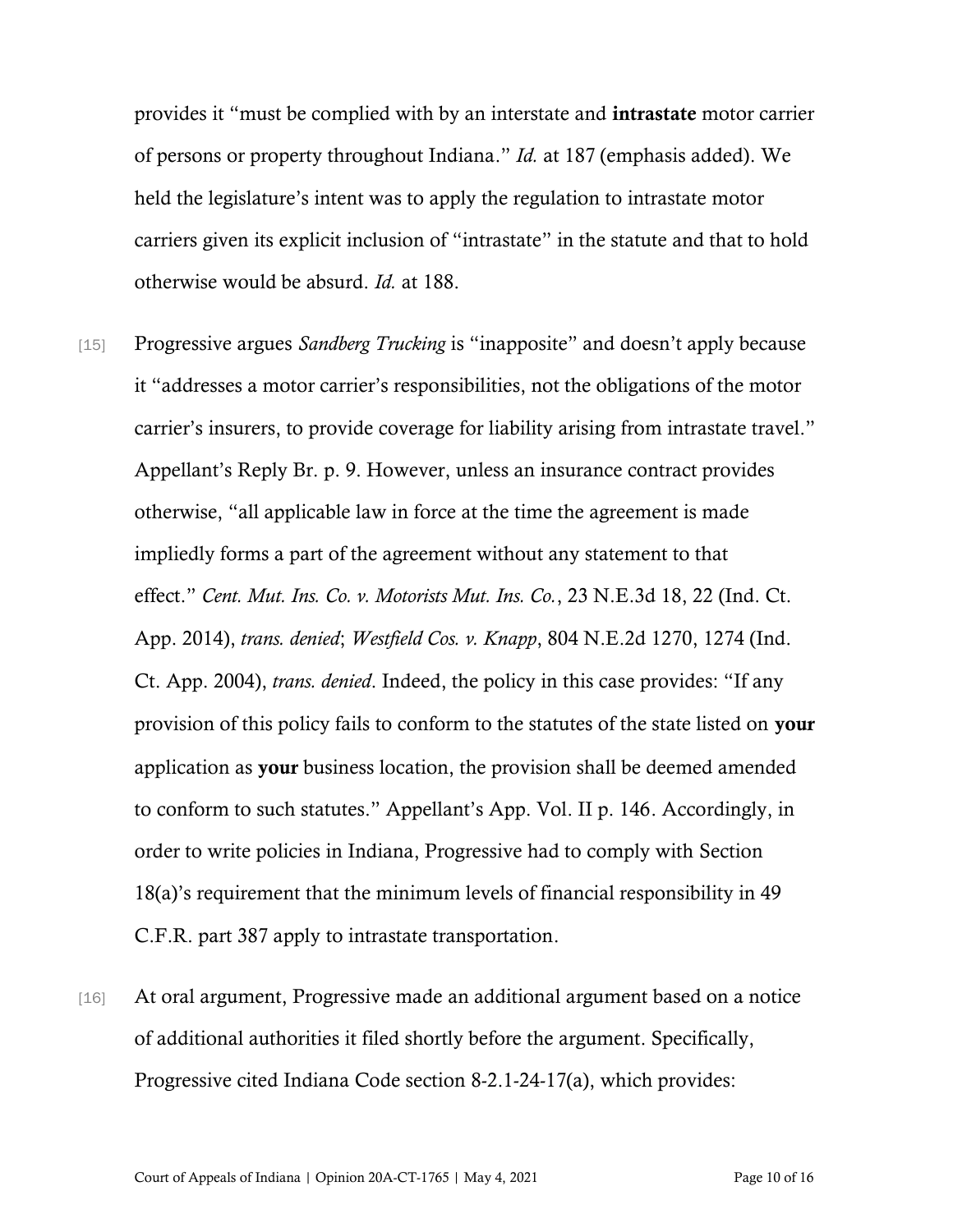provides it "must be complied with by an interstate and **intrastate** motor carrier of persons or property throughout Indiana." *Id.* at 187 (emphasis added). We held the legislature's intent was to apply the regulation to intrastate motor carriers given its explicit inclusion of "intrastate" in the statute and that to hold otherwise would be absurd. *Id.* at 188.

[15] Progressive argues *Sandberg Trucking* is "inapposite" and doesn't apply because it "addresses a motor carrier's responsibilities, not the obligations of the motor carrier's insurers, to provide coverage for liability arising from intrastate travel." Appellant's Reply Br. p. 9. However, unless an insurance contract provides otherwise, "all applicable law in force at the time the agreement is made impliedly forms a part of the agreement without any statement to that effect." *Cent. Mut. Ins. Co. v. Motorists Mut. Ins. Co.*, 23 N.E.3d 18, 22 (Ind. Ct. App. 2014), *trans. denied*; *Westfield Cos. v. Knapp*, 804 N.E.2d 1270, 1274 (Ind. Ct. App. 2004), *trans. denied*. Indeed, the policy in this case provides: "If any provision of this policy fails to conform to the statutes of the state listed on **your** application as **your** business location, the provision shall be deemed amended to conform to such statutes." Appellant's App. Vol. II p. 146. Accordingly, in order to write policies in Indiana, Progressive had to comply with Section 18(a)'s requirement that the minimum levels of financial responsibility in 49 C.F.R. part 387 apply to intrastate transportation.

[16] At oral argument, Progressive made an additional argument based on a notice of additional authorities it filed shortly before the argument. Specifically, Progressive cited Indiana Code section 8-2.1-24-17(a), which provides: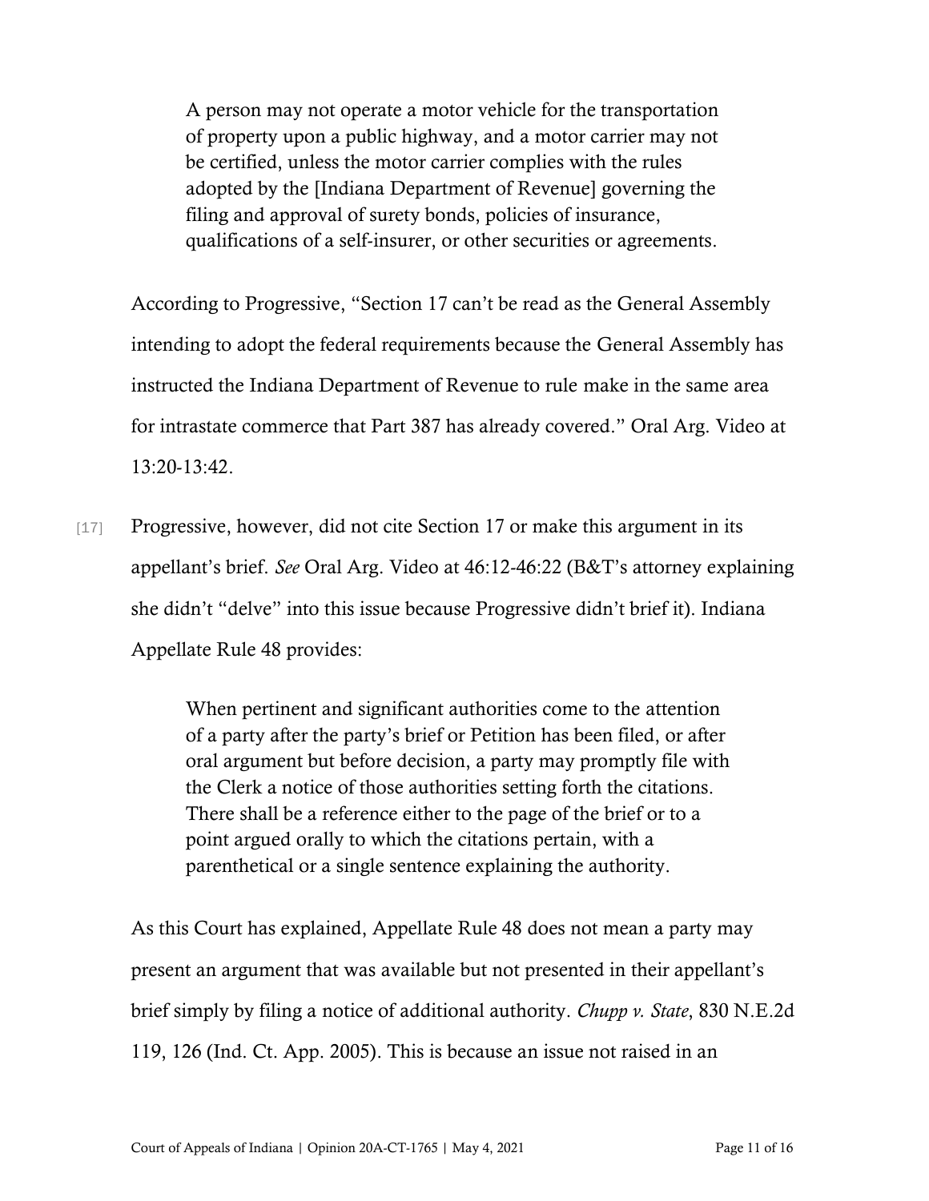> A person may not operate a motor vehicle for the transportation of property upon a public highway, and a motor carrier may not be certified, unless the motor carrier complies with the rules adopted by the [Indiana Department of Revenue] governing the filing and approval of surety bonds, policies of insurance, qualifications of a self-insurer, or other securities or agreements.

According to Progressive, "Section 17 can't be read as the General Assembly intending to adopt the federal requirements because the General Assembly has instructed the Indiana Department of Revenue to rule make in the same area for intrastate commerce that Part 387 has already covered." Oral Arg. Video at 13:20-13:42.

[17] Progressive, however, did not cite Section 17 or make this argument in its appellant's brief. *See* Oral Arg. Video at 46:12-46:22 (B&T's attorney explaining she didn't "delve" into this issue because Progressive didn't brief it). Indiana Appellate Rule 48 provides:

> When pertinent and significant authorities come to the attention of a party after the party's brief or Petition has been filed, or after oral argument but before decision, a party may promptly file with the Clerk a notice of those authorities setting forth the citations. There shall be a reference either to the page of the brief or to a point argued orally to which the citations pertain, with a parenthetical or a single sentence explaining the authority.

As this Court has explained, Appellate Rule 48 does not mean a party may present an argument that was available but not presented in their appellant's brief simply by filing a notice of additional authority. *Chupp v. State*, 830 N.E.2d 119, 126 (Ind. Ct. App. 2005). This is because an issue not raised in an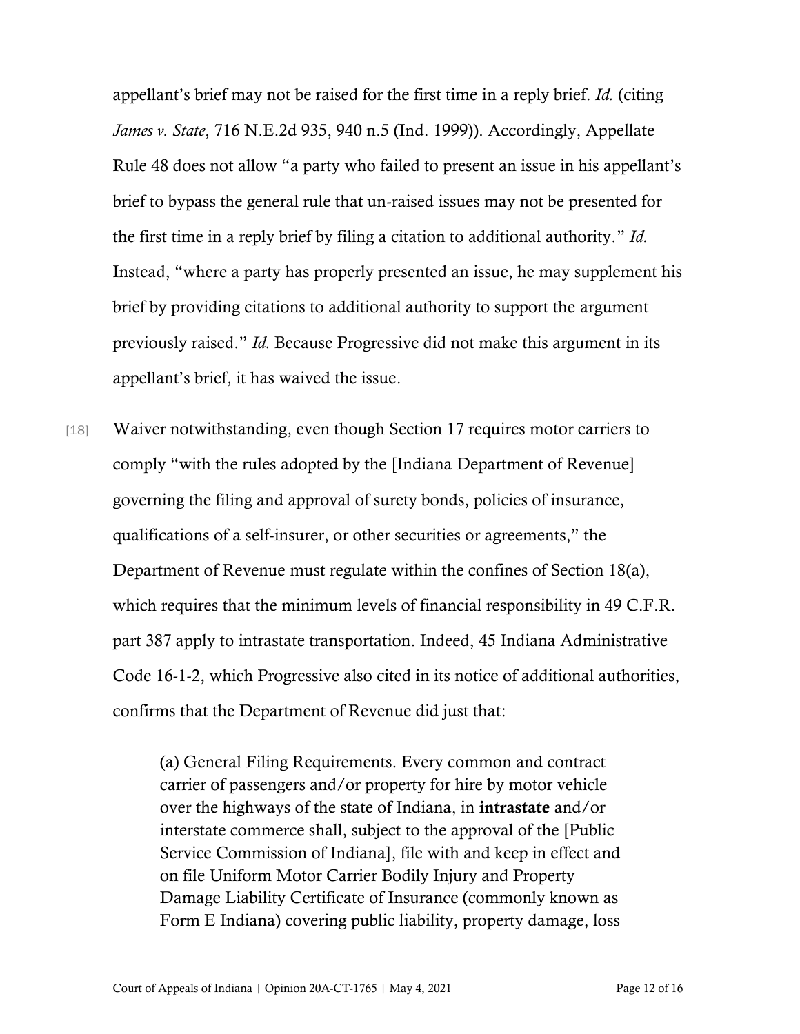appellant's brief may not be raised for the first time in a reply brief. *Id.* (citing *James v. State*, 716 N.E.2d 935, 940 n.5 (Ind. 1999)). Accordingly, Appellate Rule 48 does not allow "a party who failed to present an issue in his appellant's brief to bypass the general rule that un-raised issues may not be presented for the first time in a reply brief by filing a citation to additional authority." *Id.* Instead, "where a party has properly presented an issue, he may supplement his brief by providing citations to additional authority to support the argument previously raised." *Id.* Because Progressive did not make this argument in its appellant's brief, it has waived the issue.

[18] Waiver notwithstanding, even though Section 17 requires motor carriers to comply "with the rules adopted by the [Indiana Department of Revenue] governing the filing and approval of surety bonds, policies of insurance, qualifications of a self-insurer, or other securities or agreements," the Department of Revenue must regulate within the confines of Section 18(a), which requires that the minimum levels of financial responsibility in 49 C.F.R. part 387 apply to intrastate transportation. Indeed, 45 Indiana Administrative Code 16-1-2, which Progressive also cited in its notice of additional authorities, confirms that the Department of Revenue did just that:

> (a) General Filing Requirements. Every common and contract carrier of passengers and/or property for hire by motor vehicle over the highways of the state of Indiana, in **intrastate** and/or interstate commerce shall, subject to the approval of the [Public Service Commission of Indiana], file with and keep in effect and on file Uniform Motor Carrier Bodily Injury and Property Damage Liability Certificate of Insurance (commonly known as Form E Indiana) covering public liability, property damage, loss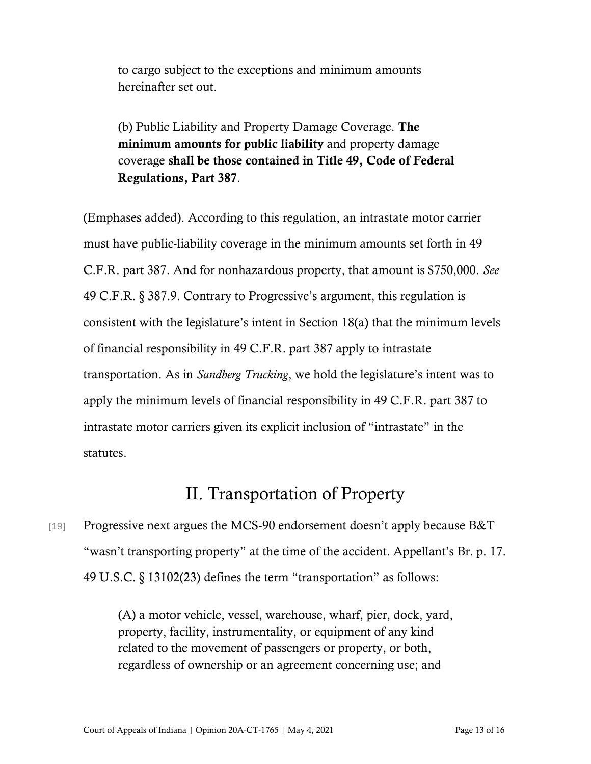> to cargo subject to the exceptions and minimum amounts hereinafter set out.
>
> (b) Public Liability and Property Damage Coverage. **The minimum amounts for public liability** and property damage coverage **shall be those contained in Title 49, Code of Federal Regulations, Part 387**.

(Emphases added). According to this regulation, an intrastate motor carrier must have public-liability coverage in the minimum amounts set forth in 49 C.F.R. part 387. And for nonhazardous property, that amount is $750,000. *See* 49 C.F.R. § 387.9. Contrary to Progressive's argument, this regulation is consistent with the legislature's intent in Section 18(a) that the minimum levels of financial responsibility in 49 C.F.R. part 387 apply to intrastate transportation. As in *Sandberg Trucking*, we hold the legislature's intent was to apply the minimum levels of financial responsibility in 49 C.F.R. part 387 to intrastate motor carriers given its explicit inclusion of "intrastate" in the statutes.

## II. Transportation of Property

[19] Progressive next argues the MCS-90 endorsement doesn't apply because B&T "wasn't transporting property" at the time of the accident. Appellant's Br. p. 17. 49 U.S.C. § 13102(23) defines the term "transportation" as follows:

> (A) a motor vehicle, vessel, warehouse, wharf, pier, dock, yard, property, facility, instrumentality, or equipment of any kind related to the movement of passengers or property, or both, regardless of ownership or an agreement concerning use; and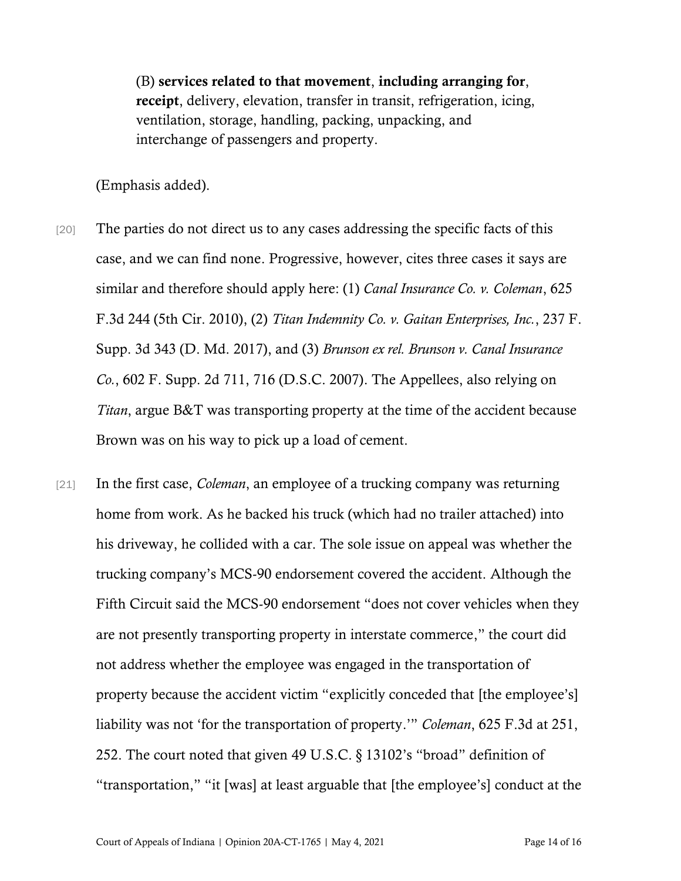(B) **services related to that movement**, **including arranging for**, **receipt**, delivery, elevation, transfer in transit, refrigeration, icing, ventilation, storage, handling, packing, unpacking, and interchange of passengers and property.

(Emphasis added).

[20] The parties do not direct us to any cases addressing the specific facts of this case, and we can find none. Progressive, however, cites three cases it says are similar and therefore should apply here: (1) *Canal Insurance Co. v. Coleman*, 625 F.3d 244 (5th Cir. 2010), (2) *Titan Indemnity Co. v. Gaitan Enterprises, Inc.*, 237 F. Supp. 3d 343 (D. Md. 2017), and (3) *Brunson ex rel. Brunson v. Canal Insurance Co.*, 602 F. Supp. 2d 711, 716 (D.S.C. 2007). The Appellees, also relying on *Titan*, argue B&T was transporting property at the time of the accident because Brown was on his way to pick up a load of cement.

[21] In the first case, *Coleman*, an employee of a trucking company was returning home from work. As he backed his truck (which had no trailer attached) into his driveway, he collided with a car. The sole issue on appeal was whether the trucking company's MCS-90 endorsement covered the accident. Although the Fifth Circuit said the MCS-90 endorsement "does not cover vehicles when they are not presently transporting property in interstate commerce," the court did not address whether the employee was engaged in the transportation of property because the accident victim "explicitly conceded that [the employee's] liability was not 'for the transportation of property.'" *Coleman*, 625 F.3d at 251, 252. The court noted that given 49 U.S.C. § 13102's "broad" definition of "transportation," "it [was] at least arguable that [the employee's] conduct at the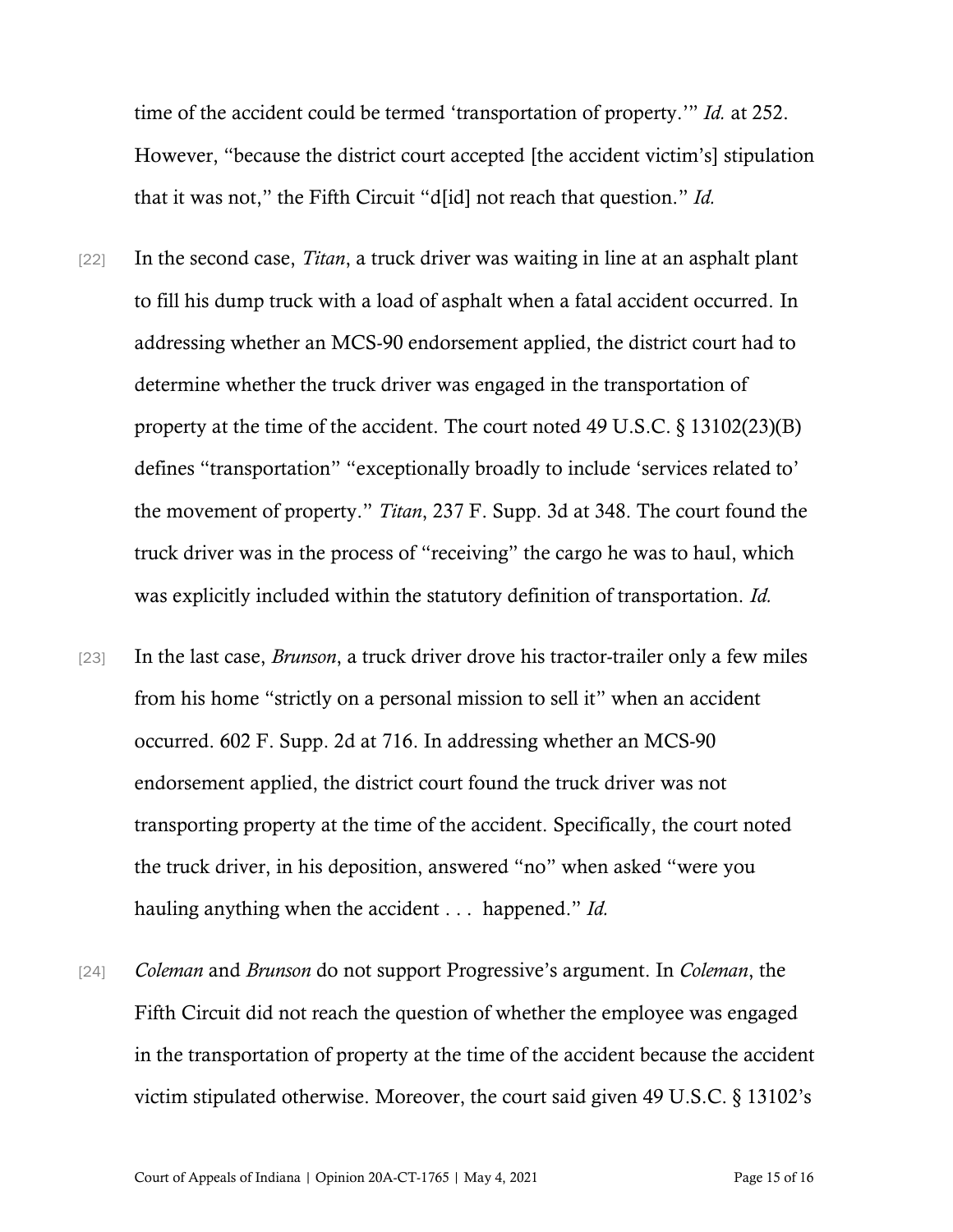time of the accident could be termed 'transportation of property.'" *Id.* at 252. However, "because the district court accepted [the accident victim's] stipulation that it was not," the Fifth Circuit "d[id] not reach that question." *Id.*

[22] In the second case, *Titan*, a truck driver was waiting in line at an asphalt plant to fill his dump truck with a load of asphalt when a fatal accident occurred. In addressing whether an MCS-90 endorsement applied, the district court had to determine whether the truck driver was engaged in the transportation of property at the time of the accident. The court noted 49 U.S.C. § 13102(23)(B) defines "transportation" "exceptionally broadly to include 'services related to' the movement of property." *Titan*, 237 F. Supp. 3d at 348. The court found the truck driver was in the process of "receiving" the cargo he was to haul, which was explicitly included within the statutory definition of transportation. *Id.*

[23] In the last case, *Brunson*, a truck driver drove his tractor-trailer only a few miles from his home "strictly on a personal mission to sell it" when an accident occurred. 602 F. Supp. 2d at 716. In addressing whether an MCS-90 endorsement applied, the district court found the truck driver was not transporting property at the time of the accident. Specifically, the court noted the truck driver, in his deposition, answered "no" when asked "were you hauling anything when the accident . . . happened." *Id.*

[24] *Coleman* and *Brunson* do not support Progressive's argument. In *Coleman*, the Fifth Circuit did not reach the question of whether the employee was engaged in the transportation of property at the time of the accident because the accident victim stipulated otherwise. Moreover, the court said given 49 U.S.C. § 13102's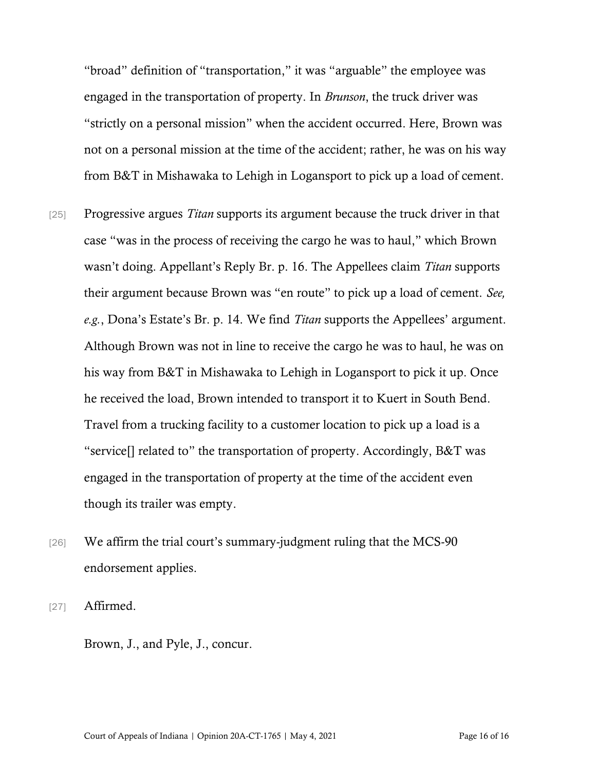"broad" definition of "transportation," it was "arguable" the employee was engaged in the transportation of property. In *Brunson*, the truck driver was "strictly on a personal mission" when the accident occurred. Here, Brown was not on a personal mission at the time of the accident; rather, he was on his way from B&T in Mishawaka to Lehigh in Logansport to pick up a load of cement.

[25] Progressive argues *Titan* supports its argument because the truck driver in that case "was in the process of receiving the cargo he was to haul," which Brown wasn't doing. Appellant's Reply Br. p. 16. The Appellees claim *Titan* supports their argument because Brown was "en route" to pick up a load of cement. *See, e.g.*, Dona's Estate's Br. p. 14. We find *Titan* supports the Appellees' argument. Although Brown was not in line to receive the cargo he was to haul, he was on his way from B&T in Mishawaka to Lehigh in Logansport to pick it up. Once he received the load, Brown intended to transport it to Kuert in South Bend. Travel from a trucking facility to a customer location to pick up a load is a "service[] related to" the transportation of property. Accordingly, B&T was engaged in the transportation of property at the time of the accident even though its trailer was empty.

[26] We affirm the trial court's summary-judgment ruling that the MCS-90 endorsement applies.

[27] Affirmed.

Brown, J., and Pyle, J., concur.